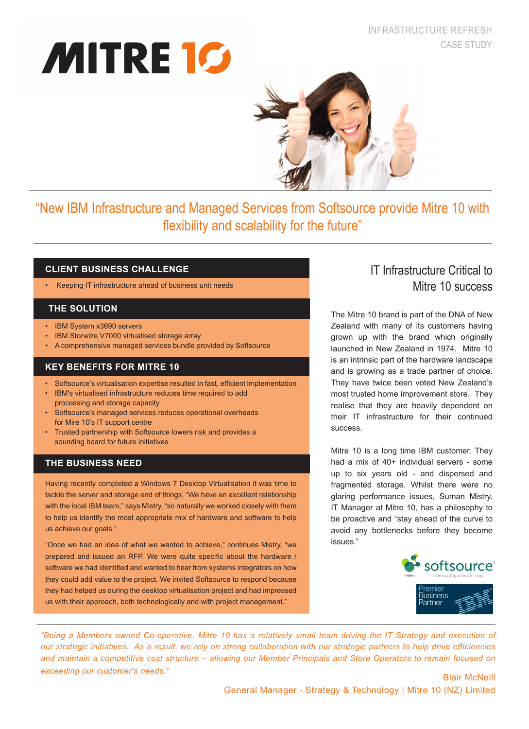# MITRE 10

INFRASTRUCTURE REFRESH
CASE STUDY

## "New IBM Infrastructure and Managed Services from Softsource provide Mitre 10 with flexibility and scalability for the future"

### CLIENT BUSINESS CHALLENGE

- Keeping IT infrastructure ahead of business unit needs

### THE SOLUTION

- IBM System x3690 servers
- IBM Storwize V7000 virtualised storage array
- A comprehensive managed services bundle provided by Softsource

### KEY BENEFITS FOR MITRE 10

- Softsource's virtualisation expertise resulted in fast, efficient implementation
- IBM's virtualised infrastructure reduces time required to add processing and storage capacity
- Softsource's managed services reduces operational overheads for Mire 10's IT support centre
- Trusted partnership with Softsource lowers risk and provides a sounding board for future initiatives

### THE BUSINESS NEED

Having recently completed a Windows 7 Desktop Virtualisation it was time to tackle the server and storage end of things. "We have an excellent relationship with the local IBM team," says Mistry, "so naturally we worked closely with them to help us identify the most appropriate mix of hardware and software to help us achieve our goals."

"Once we had an idea of what we wanted to achieve," continues Mistry, "we prepared and issued an RFP. We were quite specific about the hardware / software we had identified and wanted to hear from systems integrators on how they could add value to the project. We invited Softsource to respond because they had helped us during the desktop virtualisation project and had impressed us with their approach, both technologically and with project management."

## IT Infrastructure Critical to Mitre 10 success

The Mitre 10 brand is part of the DNA of New Zealand with many of its customers having grown up with the brand which originally launched in New Zealand in 1974. Mitre 10 is an intrinsic part of the hardware landscape and is growing as a trade partner of choice. They have twice been voted New Zealand's most trusted home improvement store. They realise that they are heavily dependent on their IT infrastructure for their continued success.

Mitre 10 is a long time IBM customer. They had a mix of 40+ individual servers - some up to six years old - and dispersed and fragmented storage. Whilst there were no glaring performance issues, Suman Mistry, IT Manager at Mitre 10, has a philosophy to be proactive and "stay ahead of the curve to avoid any bottlenecks before they become issues."

softsource — computing a better way

Premier Business Partner IBM

*"Being a Members owned Co-operative, Mitre 10 has a relatively small team driving the IT Strategy and execution of our strategic initiatives. As a result, we rely on strong collaboration with our strategic partners to help drive efficiencies and maintain a competitive cost structure – allowing our Member Principals and Store Operators to remain focused on exceeding our customer's needs."*

Blair McNeill
General Manager - Strategy & Technology | Mitre 10 (NZ) Limited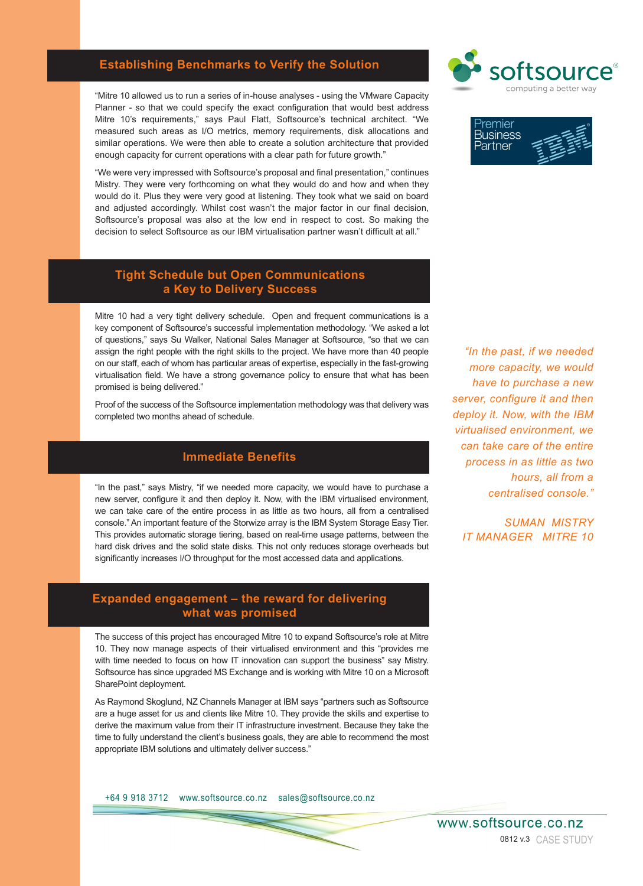## Establishing Benchmarks to Verify the Solution

"Mitre 10 allowed us to run a series of in-house analyses - using the VMware Capacity Planner - so that we could specify the exact configuration that would best address Mitre 10's requirements," says Paul Flatt, Softsource's technical architect. "We measured such areas as I/O metrics, memory requirements, disk allocations and similar operations. We were then able to create a solution architecture that provided enough capacity for current operations with a clear path for future growth."

"We were very impressed with Softsource's proposal and final presentation," continues Mistry. They were very forthcoming on what they would do and how and when they would do it. Plus they were very good at listening. They took what we said on board and adjusted accordingly. Whilst cost wasn't the major factor in our final decision, Softsource's proposal was also at the low end in respect to cost. So making the decision to select Softsource as our IBM virtualisation partner wasn't difficult at all."

## Tight Schedule but Open Communications a Key to Delivery Success

Mitre 10 had a very tight delivery schedule. Open and frequent communications is a key component of Softsource's successful implementation methodology. "We asked a lot of questions," says Su Walker, National Sales Manager at Softsource, "so that we can assign the right people with the right skills to the project. We have more than 40 people on our staff, each of whom has particular areas of expertise, especially in the fast-growing virtualisation field. We have a strong governance policy to ensure that what has been promised is being delivered."

Proof of the success of the Softsource implementation methodology was that delivery was completed two months ahead of schedule.

## Immediate Benefits

"In the past," says Mistry, "if we needed more capacity, we would have to purchase a new server, configure it and then deploy it. Now, with the IBM virtualised environment, we can take care of the entire process in as little as two hours, all from a centralised console." An important feature of the Storwize array is the IBM System Storage Easy Tier. This provides automatic storage tiering, based on real-time usage patterns, between the hard disk drives and the solid state disks. This not only reduces storage overheads but significantly increases I/O throughput for the most accessed data and applications.

*"In the past, if we needed more capacity, we would have to purchase a new server, configure it and then deploy it. Now, with the IBM virtualised environment, we can take care of the entire process in as little as two hours, all from a centralised console."*

*SUMAN MISTRY*
*IT MANAGER MITRE 10*

## Expanded engagement – the reward for delivering what was promised

The success of this project has encouraged Mitre 10 to expand Softsource's role at Mitre 10. They now manage aspects of their virtualised environment and this "provides me with time needed to focus on how IT innovation can support the business" say Mistry. Softsource has since upgraded MS Exchange and is working with Mitre 10 on a Microsoft SharePoint deployment.

As Raymond Skoglund, NZ Channels Manager at IBM says "partners such as Softsource are a huge asset for us and clients like Mitre 10. They provide the skills and expertise to derive the maximum value from their IT infrastructure investment. Because they take the time to fully understand the client's business goals, they are able to recommend the most appropriate IBM solutions and ultimately deliver success."

+64 9 918 3712 www.softsource.co.nz sales@softsource.co.nz

www.softsource.co.nz

0812 v.3 CASE STUDY